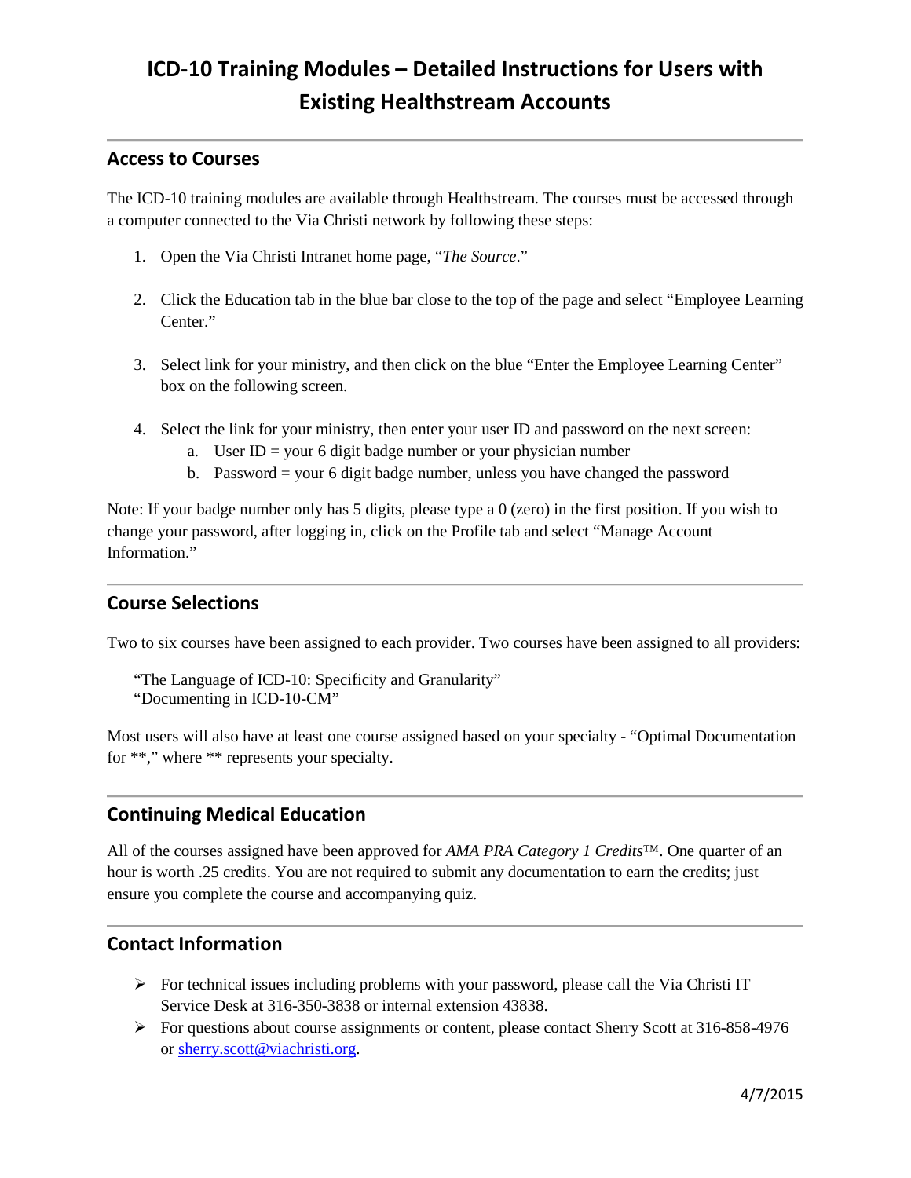# ICD-10 Training Modules – Detailed Instructions for Users with Existing Healthstream Accounts

## Access to Courses

The ICD-10 training modules are available through Healthstream. The courses must be accessed through a computer connected to the Via Christi network by following these steps:

1. Open the Via Christi Intranet home page, "*The Source*."
2. Click the Education tab in the blue bar close to the top of the page and select "Employee Learning Center."
3. Select link for your ministry, and then click on the blue "Enter the Employee Learning Center" box on the following screen.
4. Select the link for your ministry, then enter your user ID and password on the next screen:
   a. User ID = your 6 digit badge number or your physician number
   b. Password = your 6 digit badge number, unless you have changed the password

Note: If your badge number only has 5 digits, please type a 0 (zero) in the first position. If you wish to change your password, after logging in, click on the Profile tab and select "Manage Account Information."

## Course Selections

Two to six courses have been assigned to each provider. Two courses have been assigned to all providers:

"The Language of ICD-10: Specificity and Granularity"
"Documenting in ICD-10-CM"

Most users will also have at least one course assigned based on your specialty - "Optimal Documentation for **," where ** represents your specialty.

## Continuing Medical Education

All of the courses assigned have been approved for *AMA PRA Category 1 Credits*™. One quarter of an hour is worth .25 credits. You are not required to submit any documentation to earn the credits; just ensure you complete the course and accompanying quiz.

## Contact Information

- For technical issues including problems with your password, please call the Via Christi IT Service Desk at 316-350-3838 or internal extension 43838.
- For questions about course assignments or content, please contact Sherry Scott at 316-858-4976 or sherry.scott@viachristi.org.

4/7/2015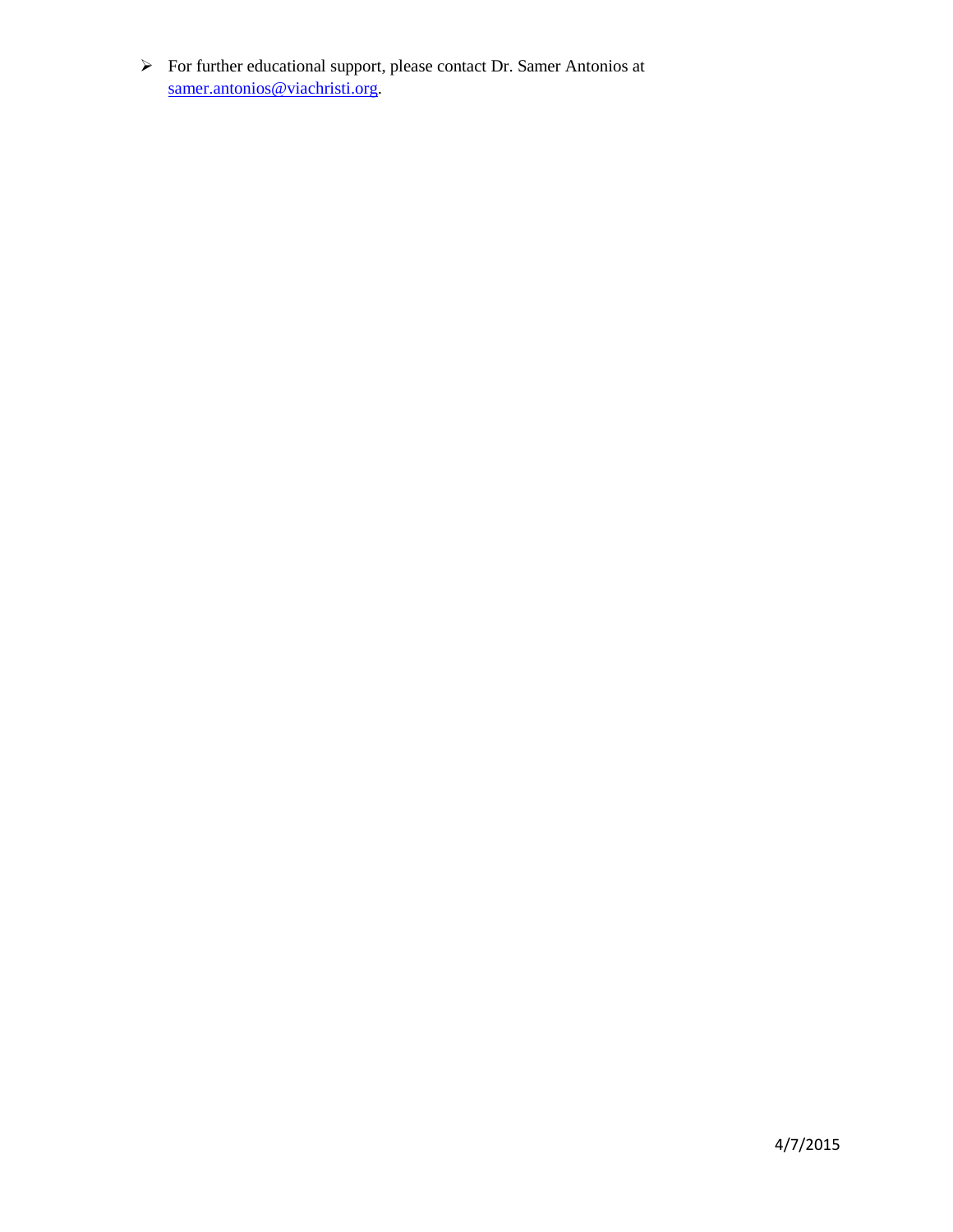- For further educational support, please contact Dr. Samer Antonios at samer.antonios@viachristi.org.

4/7/2015